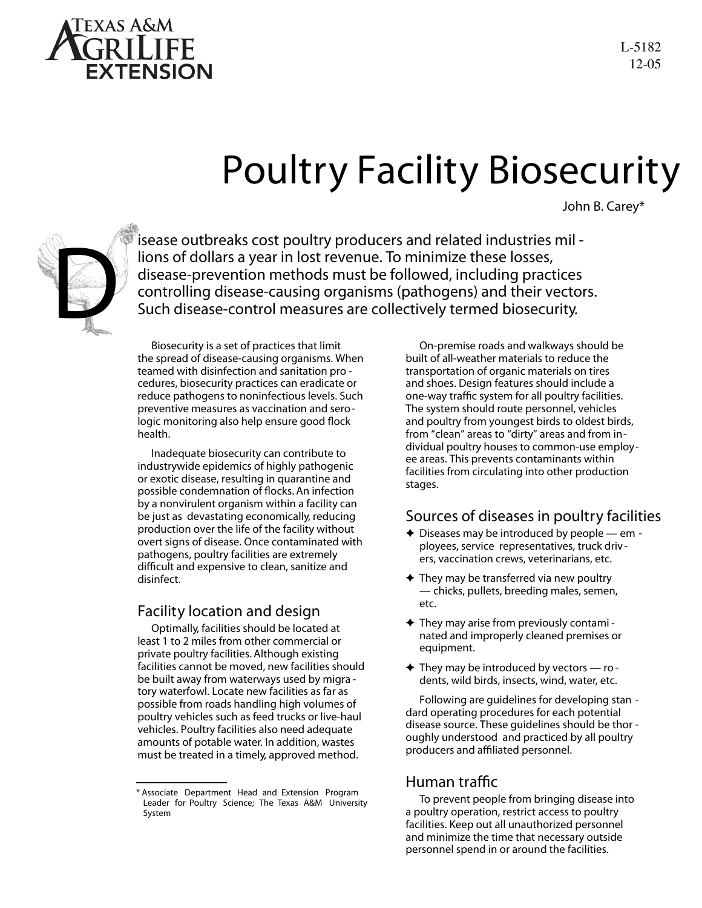Texas A&M AgriLife Extension

L-5182
12-05

# Poultry Facility Biosecurity

John B. Carey*

Disease outbreaks cost poultry producers and related industries millions of dollars a year in lost revenue. To minimize these losses, disease-prevention methods must be followed, including practices controlling disease-causing organisms (pathogens) and their vectors. Such disease-control measures are collectively termed biosecurity.

Biosecurity is a set of practices that limit the spread of disease-causing organisms. When teamed with disinfection and sanitation procedures, biosecurity practices can eradicate or reduce pathogens to noninfectious levels. Such preventive measures as vaccination and serologic monitoring also help ensure good flock health.

Inadequate biosecurity can contribute to industrywide epidemics of highly pathogenic or exotic disease, resulting in quarantine and possible condemnation of flocks. An infection by a nonvirulent organism within a facility can be just as devastating economically, reducing production over the life of the facility without overt signs of disease. Once contaminated with pathogens, poultry facilities are extremely difficult and expensive to clean, sanitize and disinfect.

## Facility location and design

Optimally, facilities should be located at least 1 to 2 miles from other commercial or private poultry facilities. Although existing facilities cannot be moved, new facilities should be built away from waterways used by migratory waterfowl. Locate new facilities as far as possible from roads handling high volumes of poultry vehicles such as feed trucks or live-haul vehicles. Poultry facilities also need adequate amounts of potable water. In addition, wastes must be treated in a timely, approved method.

On-premise roads and walkways should be built of all-weather materials to reduce the transportation of organic materials on tires and shoes. Design features should include a one-way traffic system for all poultry facilities. The system should route personnel, vehicles and poultry from youngest birds to oldest birds, from "clean" areas to "dirty" areas and from individual poultry houses to common-use employee areas. This prevents contaminants within facilities from circulating into other production stages.

## Sources of diseases in poultry facilities

- Diseases may be introduced by people — employees, service representatives, truck drivers, vaccination crews, veterinarians, etc.
- They may be transferred via new poultry — chicks, pullets, breeding males, semen, etc.
- They may arise from previously contaminated and improperly cleaned premises or equipment.
- They may be introduced by vectors — rodents, wild birds, insects, wind, water, etc.

Following are guidelines for developing standard operating procedures for each potential disease source. These guidelines should be thoroughly understood and practiced by all poultry producers and affiliated personnel.

## Human traffic

To prevent people from bringing disease into a poultry operation, restrict access to poultry facilities. Keep out all unauthorized personnel and minimize the time that necessary outside personnel spend in or around the facilities.

---

* Associate Department Head and Extension Program Leader for Poultry Science; The Texas A&M University System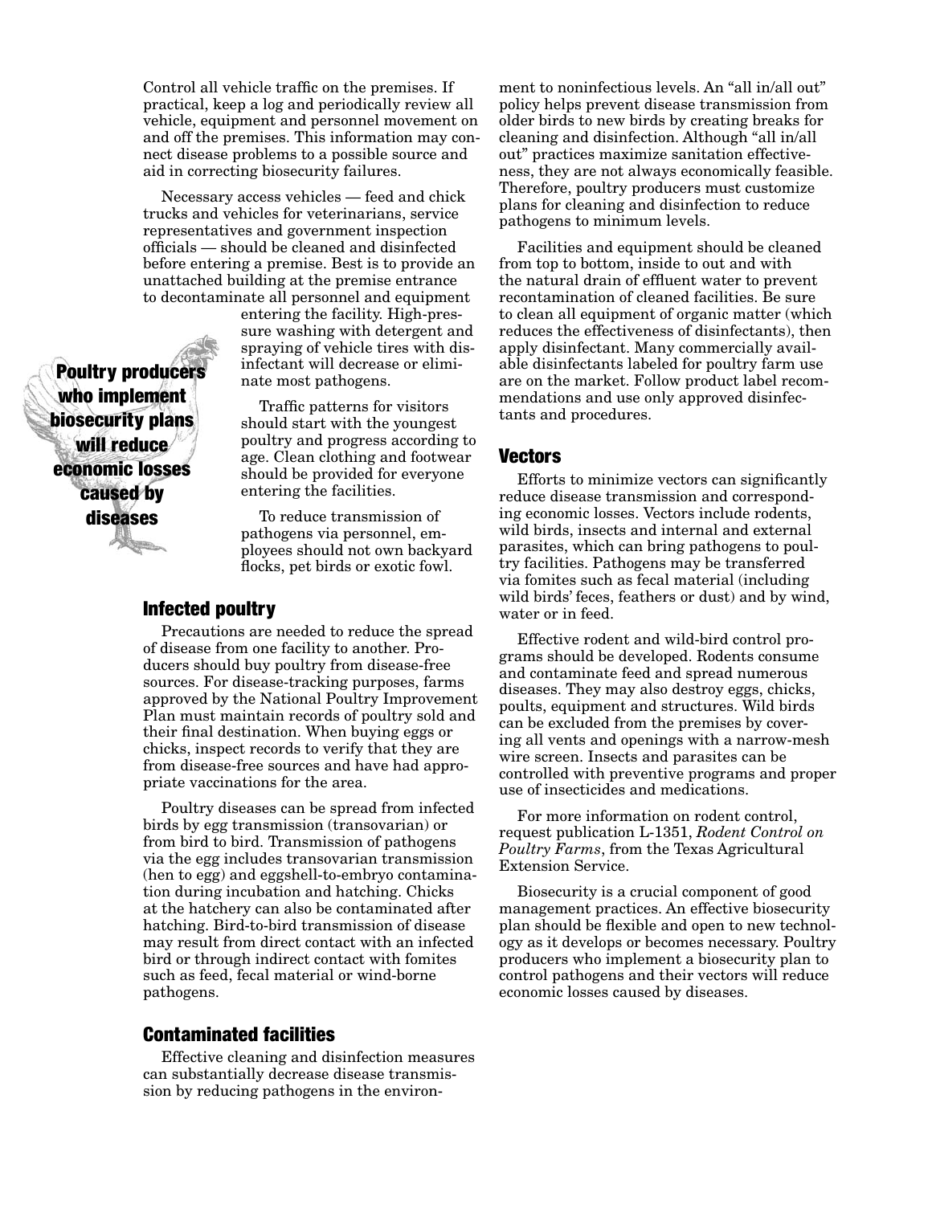Control all vehicle traffic on the premises. If practical, keep a log and periodically review all vehicle, equipment and personnel movement on and off the premises. This information may connect disease problems to a possible source and aid in correcting biosecurity failures.

Necessary access vehicles — feed and chick trucks and vehicles for veterinarians, service representatives and government inspection officials — should be cleaned and disinfected before entering a premise. Best is to provide an unattached building at the premise entrance to decontaminate all personnel and equipment entering the facility. High-pressure washing with detergent and spraying of vehicle tires with disinfectant will decrease or eliminate most pathogens.

**Poultry producers who implement biosecurity plans will reduce economic losses caused by diseases**

Traffic patterns for visitors should start with the youngest poultry and progress according to age. Clean clothing and footwear should be provided for everyone entering the facilities.

To reduce transmission of pathogens via personnel, employees should not own backyard flocks, pet birds or exotic fowl.

## Infected poultry

Precautions are needed to reduce the spread of disease from one facility to another. Producers should buy poultry from disease-free sources. For disease-tracking purposes, farms approved by the National Poultry Improvement Plan must maintain records of poultry sold and their final destination. When buying eggs or chicks, inspect records to verify that they are from disease-free sources and have had appropriate vaccinations for the area.

Poultry diseases can be spread from infected birds by egg transmission (transovarian) or from bird to bird. Transmission of pathogens via the egg includes transovarian transmission (hen to egg) and eggshell-to-embryo contamination during incubation and hatching. Chicks at the hatchery can also be contaminated after hatching. Bird-to-bird transmission of disease may result from direct contact with an infected bird or through indirect contact with fomites such as feed, fecal material or wind-borne pathogens.

## Contaminated facilities

Effective cleaning and disinfection measures can substantially decrease disease transmission by reducing pathogens in the environment to noninfectious levels. An "all in/all out" policy helps prevent disease transmission from older birds to new birds by creating breaks for cleaning and disinfection. Although "all in/all out" practices maximize sanitation effectiveness, they are not always economically feasible. Therefore, poultry producers must customize plans for cleaning and disinfection to reduce pathogens to minimum levels.

Facilities and equipment should be cleaned from top to bottom, inside to out and with the natural drain of effluent water to prevent recontamination of cleaned facilities. Be sure to clean all equipment of organic matter (which reduces the effectiveness of disinfectants), then apply disinfectant. Many commercially available disinfectants labeled for poultry farm use are on the market. Follow product label recommendations and use only approved disinfectants and procedures.

## Vectors

Efforts to minimize vectors can significantly reduce disease transmission and corresponding economic losses. Vectors include rodents, wild birds, insects and internal and external parasites, which can bring pathogens to poultry facilities. Pathogens may be transferred via fomites such as fecal material (including wild birds' feces, feathers or dust) and by wind, water or in feed.

Effective rodent and wild-bird control programs should be developed. Rodents consume and contaminate feed and spread numerous diseases. They may also destroy eggs, chicks, poults, equipment and structures. Wild birds can be excluded from the premises by covering all vents and openings with a narrow-mesh wire screen. Insects and parasites can be controlled with preventive programs and proper use of insecticides and medications.

For more information on rodent control, request publication L-1351, *Rodent Control on Poultry Farms*, from the Texas Agricultural Extension Service.

Biosecurity is a crucial component of good management practices. An effective biosecurity plan should be flexible and open to new technology as it develops or becomes necessary. Poultry producers who implement a biosecurity plan to control pathogens and their vectors will reduce economic losses caused by diseases.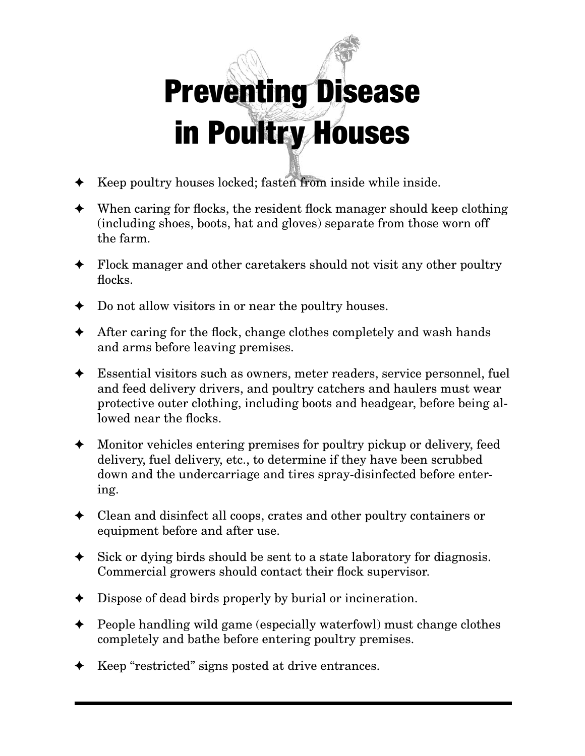# Preventing Disease in Poultry Houses

- Keep poultry houses locked; fasten from inside while inside.
- When caring for flocks, the resident flock manager should keep clothing (including shoes, boots, hat and gloves) separate from those worn off the farm.
- Flock manager and other caretakers should not visit any other poultry flocks.
- Do not allow visitors in or near the poultry houses.
- After caring for the flock, change clothes completely and wash hands and arms before leaving premises.
- Essential visitors such as owners, meter readers, service personnel, fuel and feed delivery drivers, and poultry catchers and haulers must wear protective outer clothing, including boots and headgear, before being allowed near the flocks.
- Monitor vehicles entering premises for poultry pickup or delivery, feed delivery, fuel delivery, etc., to determine if they have been scrubbed down and the undercarriage and tires spray-disinfected before entering.
- Clean and disinfect all coops, crates and other poultry containers or equipment before and after use.
- Sick or dying birds should be sent to a state laboratory for diagnosis. Commercial growers should contact their flock supervisor.
- Dispose of dead birds properly by burial or incineration.
- People handling wild game (especially waterfowl) must change clothes completely and bathe before entering poultry premises.
- Keep "restricted" signs posted at drive entrances.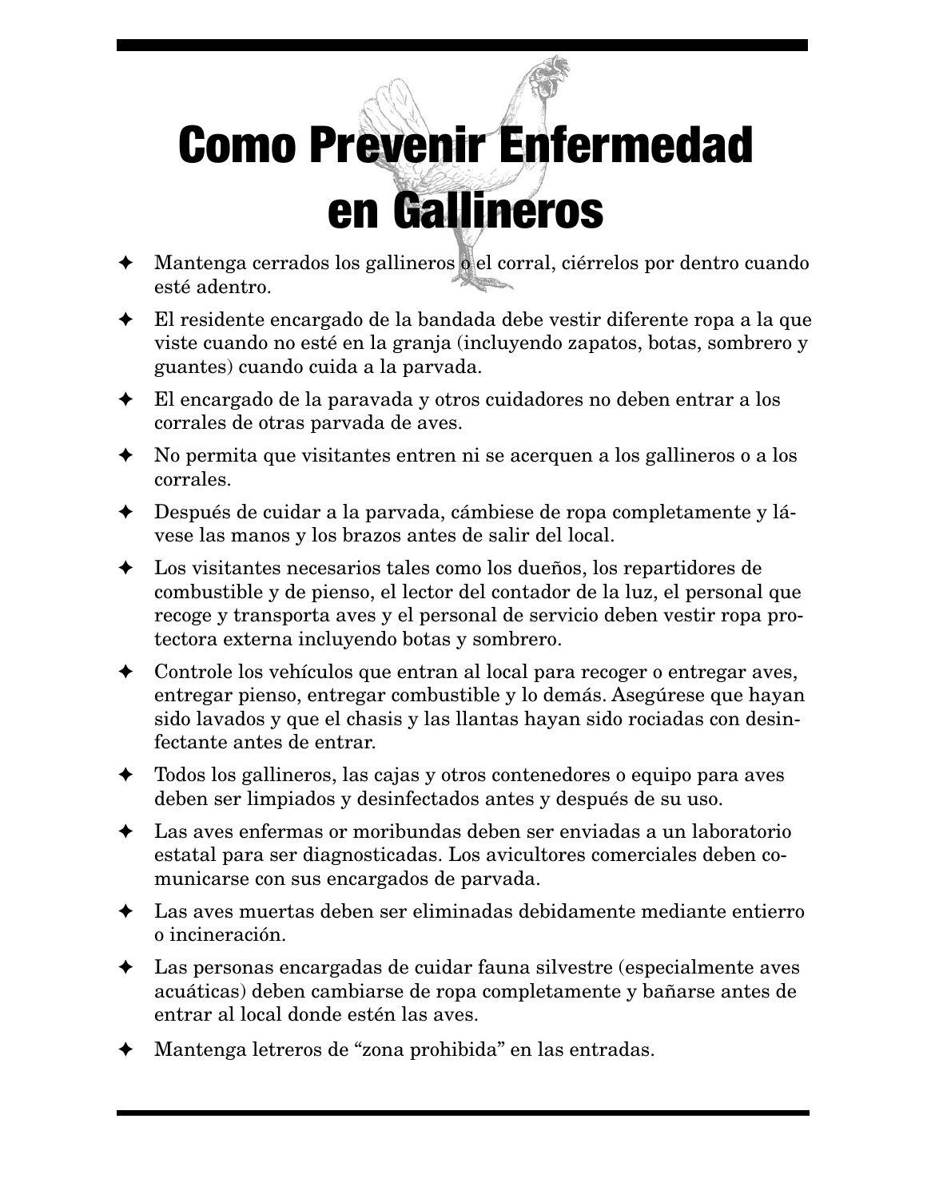# Como Prevenir Enfermedad en Gallineros

- Mantenga cerrados los gallineros o el corral, ciérrelos por dentro cuando esté adentro.
- El residente encargado de la bandada debe vestir diferente ropa a la que viste cuando no esté en la granja (incluyendo zapatos, botas, sombrero y guantes) cuando cuida a la parvada.
- El encargado de la paravada y otros cuidadores no deben entrar a los corrales de otras parvada de aves.
- No permita que visitantes entren ni se acerquen a los gallineros o a los corrales.
- Después de cuidar a la parvada, cámbiese de ropa completamente y lávese las manos y los brazos antes de salir del local.
- Los visitantes necesarios tales como los dueños, los repartidores de combustible y de pienso, el lector del contador de la luz, el personal que recoge y transporta aves y el personal de servicio deben vestir ropa protectora externa incluyendo botas y sombrero.
- Controle los vehículos que entran al local para recoger o entregar aves, entregar pienso, entregar combustible y lo demás. Asegúrese que hayan sido lavados y que el chasis y las llantas hayan sido rociadas con desinfectante antes de entrar.
- Todos los gallineros, las cajas y otros contenedores o equipo para aves deben ser limpiados y desinfectados antes y después de su uso.
- Las aves enfermas or moribundas deben ser enviadas a un laboratorio estatal para ser diagnosticadas. Los avicultores comerciales deben comunicarse con sus encargados de parvada.
- Las aves muertas deben ser eliminadas debidamente mediante entierro o incineración.
- Las personas encargadas de cuidar fauna silvestre (especialmente aves acuáticas) deben cambiarse de ropa completamente y bañarse antes de entrar al local donde estén las aves.
- Mantenga letreros de "zona prohibida" en las entradas.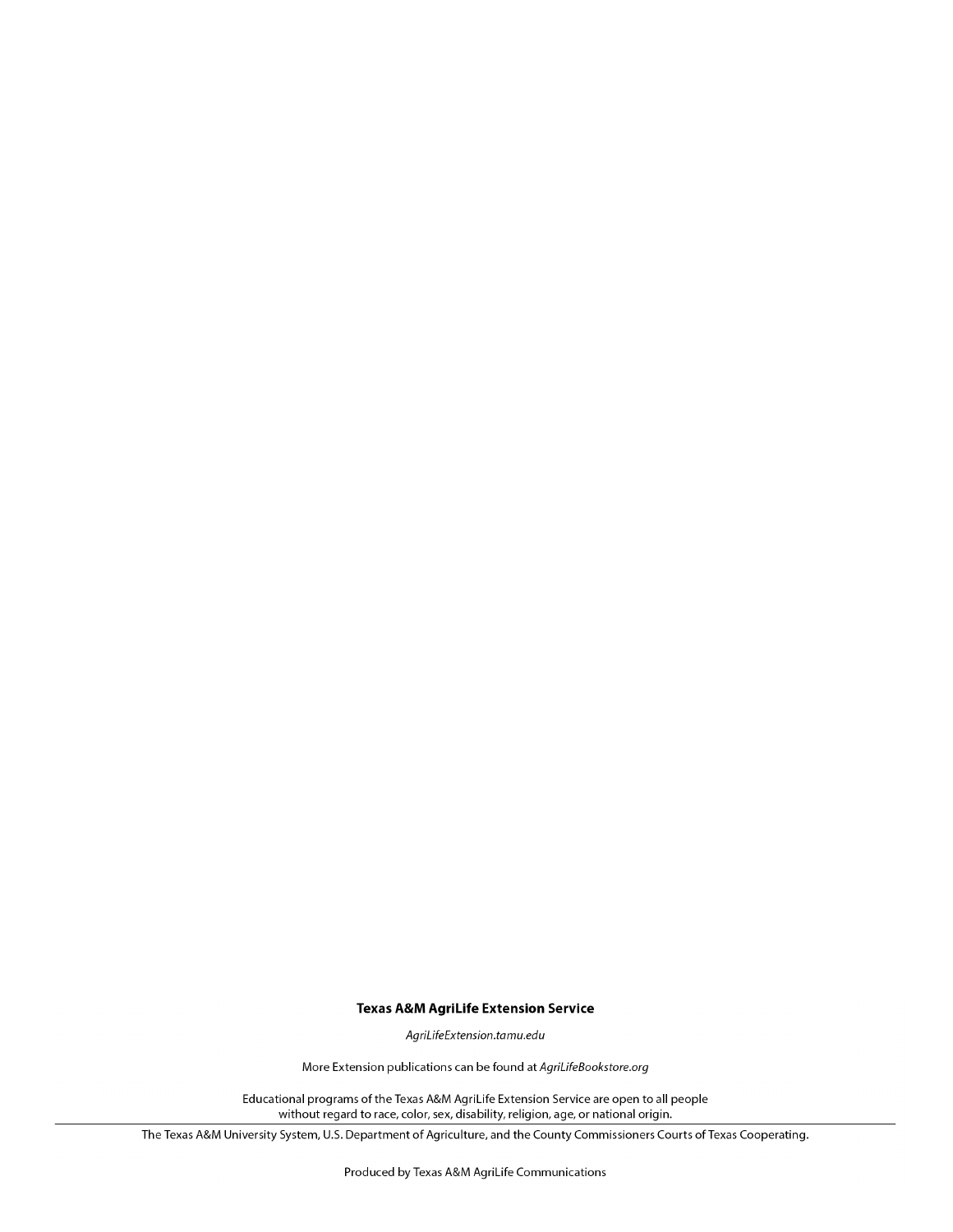**Texas A&M AgriLife Extension Service**

*AgriLifeExtension.tamu.edu*

More Extension publications can be found at *AgriLifeBookstore.org*

Educational programs of the Texas A&M AgriLife Extension Service are open to all people without regard to race, color, sex, disability, religion, age, or national origin.

---

The Texas A&M University System, U.S. Department of Agriculture, and the County Commissioners Courts of Texas Cooperating.

Produced by Texas A&M AgriLife Communications